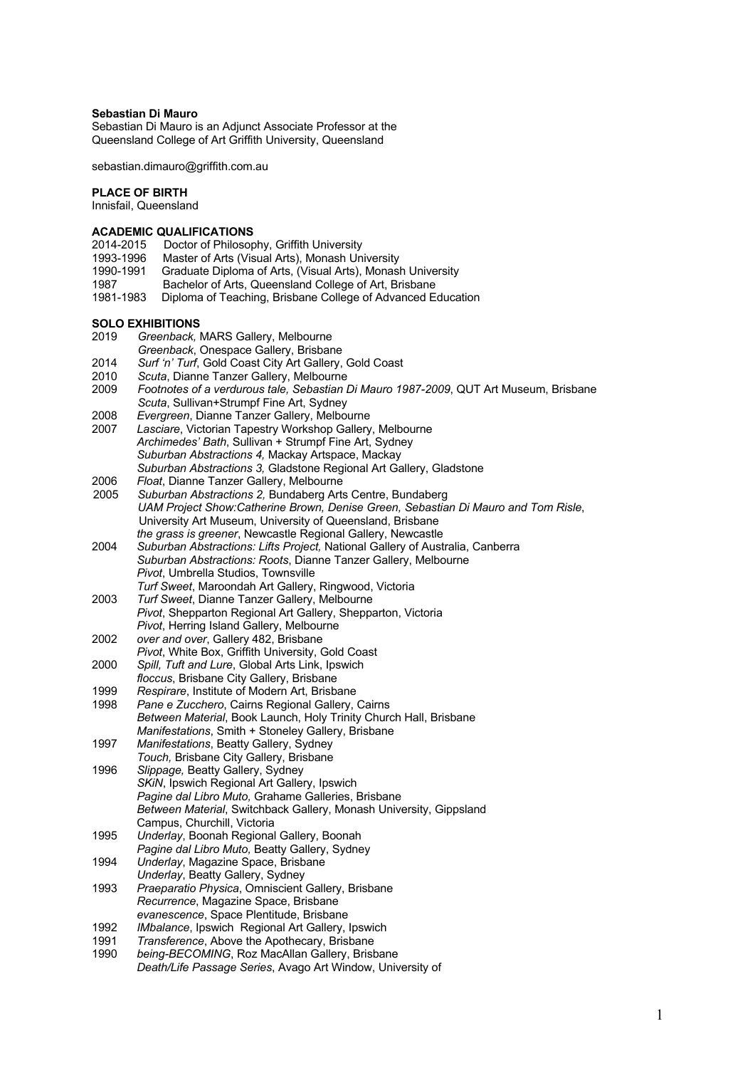**Sebastian Di Mauro**

Sebastian Di Mauro is an Adjunct Associate Professor at the Queensland College of Art Griffith University, Queensland

sebastian.dimauro@griffith.com.au

**PLACE OF BIRTH**

Innisfail, Queensland

**ACADEMIC QUALIFICATIONS**

2014-2015 Doctor of Philosophy, Griffith University
1993-1996 Master of Arts (Visual Arts), Monash University
1990-1991 Graduate Diploma of Arts, (Visual Arts), Monash University
1987 Bachelor of Arts, Queensland College of Art, Brisbane
1981-1983 Diploma of Teaching, Brisbane College of Advanced Education

**SOLO EXHIBITIONS**

2019 *Greenback,* MARS Gallery, Melbourne
*Greenback*, Onespace Gallery, Brisbane
2014 *Surf 'n' Turf*, Gold Coast City Art Gallery, Gold Coast
2010 *Scuta*, Dianne Tanzer Gallery, Melbourne
2009 *Footnotes of a verdurous tale, Sebastian Di Mauro 1987-2009*, QUT Art Museum, Brisbane
*Scuta*, Sullivan+Strumpf Fine Art, Sydney
2008 *Evergreen*, Dianne Tanzer Gallery, Melbourne
2007 *Lasciare*, Victorian Tapestry Workshop Gallery, Melbourne
*Archimedes' Bath*, Sullivan + Strumpf Fine Art, Sydney
*Suburban Abstractions 4,* Mackay Artspace, Mackay
*Suburban Abstractions 3,* Gladstone Regional Art Gallery, Gladstone
2006 *Float*, Dianne Tanzer Gallery, Melbourne
2005 *Suburban Abstractions 2,* Bundaberg Arts Centre, Bundaberg
*UAM Project Show:Catherine Brown, Denise Green, Sebastian Di Mauro and Tom Risle*, University Art Museum, University of Queensland, Brisbane
*the grass is greener*, Newcastle Regional Gallery, Newcastle
2004 *Suburban Abstractions: Lifts Project,* National Gallery of Australia, Canberra
*Suburban Abstractions: Roots*, Dianne Tanzer Gallery, Melbourne
*Pivot*, Umbrella Studios, Townsville
*Turf Sweet*, Maroondah Art Gallery, Ringwood, Victoria
2003 *Turf Sweet*, Dianne Tanzer Gallery, Melbourne
*Pivot*, Shepparton Regional Art Gallery, Shepparton, Victoria
*Pivot*, Herring Island Gallery, Melbourne
2002 *over and over*, Gallery 482, Brisbane
*Pivot*, White Box, Griffith University, Gold Coast
2000 *Spill, Tuft and Lure*, Global Arts Link, Ipswich
*floccus*, Brisbane City Gallery, Brisbane
1999 *Respirare*, Institute of Modern Art, Brisbane
1998 *Pane e Zucchero*, Cairns Regional Gallery, Cairns
*Between Material*, Book Launch, Holy Trinity Church Hall, Brisbane
*Manifestations*, Smith + Stoneley Gallery, Brisbane
1997 *Manifestations*, Beatty Gallery, Sydney
*Touch,* Brisbane City Gallery, Brisbane
1996 *Slippage,* Beatty Gallery, Sydney
*SKiN*, Ipswich Regional Art Gallery, Ipswich
*Pagine dal Libro Muto,* Grahame Galleries, Brisbane
*Between Material*, Switchback Gallery, Monash University, Gippsland Campus, Churchill, Victoria
1995 *Underlay*, Boonah Regional Gallery, Boonah
*Pagine dal Libro Muto,* Beatty Gallery, Sydney
1994 *Underlay*, Magazine Space, Brisbane
*Underlay*, Beatty Gallery, Sydney
1993 *Praeparatio Physica*, Omniscient Gallery, Brisbane
*Recurrence*, Magazine Space, Brisbane
*evanescence*, Space Plentitude, Brisbane
1992 *IMbalance*, Ipswich Regional Art Gallery, Ipswich
1991 *Transference*, Above the Apothecary, Brisbane
1990 *being-BECOMING*, Roz MacAllan Gallery, Brisbane
*Death/Life Passage Series*, Avago Art Window, University of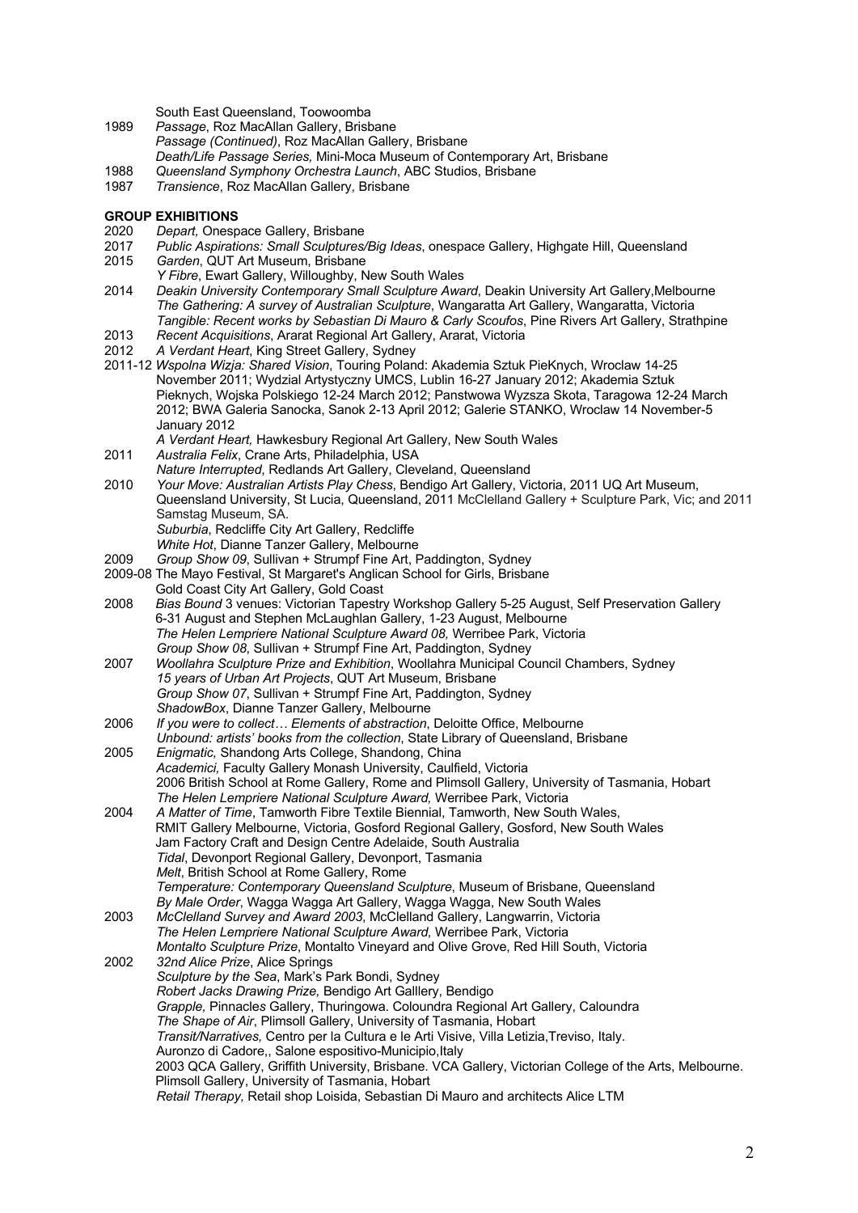South East Queensland, Toowoomba

1989 *Passage*, Roz MacAllan Gallery, Brisbane
*Passage (Continued)*, Roz MacAllan Gallery, Brisbane
*Death/Life Passage Series,* Mini-Moca Museum of Contemporary Art, Brisbane

1988 *Queensland Symphony Orchestra Launch*, ABC Studios, Brisbane

1987 *Transience*, Roz MacAllan Gallery, Brisbane

**GROUP EXHIBITIONS**

2020 *Depart,* Onespace Gallery, Brisbane

2017 *Public Aspirations: Small Sculptures/Big Ideas*, onespace Gallery, Highgate Hill, Queensland

2015 *Garden*, QUT Art Museum, Brisbane
*Y Fibre*, Ewart Gallery, Willoughby, New South Wales

2014 *Deakin University Contemporary Small Sculpture Award*, Deakin University Art Gallery,Melbourne
*The Gathering: A survey of Australian Sculpture*, Wangaratta Art Gallery, Wangaratta, Victoria
*Tangible: Recent works by Sebastian Di Mauro & Carly Scoufos*, Pine Rivers Art Gallery, Strathpine

2013 *Recent Acquisitions*, Ararat Regional Art Gallery, Ararat, Victoria

2012 *A Verdant Heart*, King Street Gallery, Sydney

2011-12 *Wspolna Wizja: Shared Vision*, Touring Poland: Akademia Sztuk PieKnych, Wroclaw 14-25 November 2011; Wydzial Artystyczny UMCS, Lublin 16-27 January 2012; Akademia Sztuk Pieknych, Wojska Polskiego 12-24 March 2012; Panstwowa Wyzsza Skota, Taragowa 12-24 March 2012; BWA Galeria Sanocka, Sanok 2-13 April 2012; Galerie STANKO, Wroclaw 14 November-5 January 2012
*A Verdant Heart,* Hawkesbury Regional Art Gallery, New South Wales

2011 *Australia Felix*, Crane Arts, Philadelphia, USA
*Nature Interrupted*, Redlands Art Gallery, Cleveland, Queensland

2010 *Your Move: Australian Artists Play Chess*, Bendigo Art Gallery, Victoria, 2011 UQ Art Museum, Queensland University, St Lucia, Queensland, 2011 McClelland Gallery + Sculpture Park, Vic; and 2011 Samstag Museum, SA.
*Suburbia*, Redcliffe City Art Gallery, Redcliffe
*White Hot*, Dianne Tanzer Gallery, Melbourne

2009 *Group Show 09*, Sullivan + Strumpf Fine Art, Paddington, Sydney

2009-08 The Mayo Festival, St Margaret's Anglican School for Girls, Brisbane
Gold Coast City Art Gallery, Gold Coast

2008 *Bias Bound* 3 venues: Victorian Tapestry Workshop Gallery 5-25 August, Self Preservation Gallery 6-31 August and Stephen McLaughlan Gallery, 1-23 August, Melbourne
*The Helen Lempriere National Sculpture Award 08,* Werribee Park, Victoria
*Group Show 08*, Sullivan + Strumpf Fine Art, Paddington, Sydney

2007 *Woollahra Sculpture Prize and Exhibition*, Woollahra Municipal Council Chambers, Sydney
*15 years of Urban Art Projects*, QUT Art Museum, Brisbane
*Group Show 07*, Sullivan + Strumpf Fine Art, Paddington, Sydney
*ShadowBox*, Dianne Tanzer Gallery, Melbourne

2006 *If you were to collect… Elements of abstraction*, Deloitte Office, Melbourne
*Unbound: artists' books from the collection*, State Library of Queensland, Brisbane

2005 *Enigmatic,* Shandong Arts College, Shandong, China
*Academici,* Faculty Gallery Monash University, Caulfield, Victoria
2006 British School at Rome Gallery, Rome and Plimsoll Gallery, University of Tasmania, Hobart
*The Helen Lempriere National Sculpture Award,* Werribee Park, Victoria

2004 *A Matter of Time*, Tamworth Fibre Textile Biennial, Tamworth, New South Wales,
RMIT Gallery Melbourne, Victoria, Gosford Regional Gallery, Gosford, New South Wales
Jam Factory Craft and Design Centre Adelaide, South Australia
*Tidal*, Devonport Regional Gallery, Devonport, Tasmania
*Melt*, British School at Rome Gallery, Rome
*Temperature: Contemporary Queensland Sculpture*, Museum of Brisbane, Queensland
*By Male Order*, Wagga Wagga Art Gallery, Wagga Wagga, New South Wales

2003 *McClelland Survey and Award 2003*, McClelland Gallery, Langwarrin, Victoria
*The Helen Lempriere National Sculpture Award,* Werribee Park, Victoria
*Montalto Sculpture Prize*, Montalto Vineyard and Olive Grove, Red Hill South, Victoria

2002 *32nd Alice Prize*, Alice Springs
*Sculpture by the Sea*, Mark's Park Bondi, Sydney
*Robert Jacks Drawing Prize,* Bendigo Art Galllery, Bendigo
*Grapple,* Pinnacles Gallery, Thuringowa. Coloundra Regional Art Gallery, Caloundra
*The Shape of Air*, Plimsoll Gallery, University of Tasmania, Hobart
*Transit/Narratives,* Centro per la Cultura e le Arti Visive, Villa Letizia,Treviso, Italy.
Auronzo di Cadore,, Salone espositivo-Municipio,Italy
2003 QCA Gallery, Griffith University, Brisbane. VCA Gallery, Victorian College of the Arts, Melbourne.
Plimsoll Gallery, University of Tasmania, Hobart
*Retail Therapy,* Retail shop Loisida, Sebastian Di Mauro and architects Alice LTM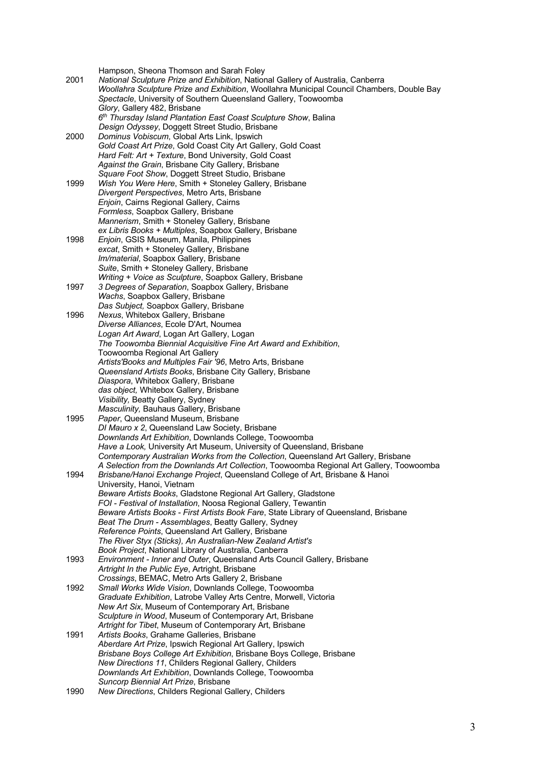Hampson, Sheona Thomson and Sarah Foley

2001 *National Sculpture Prize and Exhibition*, National Gallery of Australia, Canberra
*Woollahra Sculpture Prize and Exhibition*, Woollahra Municipal Council Chambers, Double Bay
*Spectacle*, University of Southern Queensland Gallery, Toowoomba
*Glory*, Gallery 482, Brisbane
*6th Thursday Island Plantation East Coast Sculpture Show*, Balina
*Design Odyssey*, Doggett Street Studio, Brisbane

2000 *Dominus Vobiscum*, Global Arts Link, Ipswich
*Gold Coast Art Prize*, Gold Coast City Art Gallery, Gold Coast
*Hard Felt: Art + Texture*, Bond University, Gold Coast
*Against the Grain*, Brisbane City Gallery, Brisbane
*Square Foot Show*, Doggett Street Studio, Brisbane

1999 *Wish You Were Here*, Smith + Stoneley Gallery, Brisbane
*Divergent Perspectives*, Metro Arts, Brisbane
*Enjoin*, Cairns Regional Gallery, Cairns
*Formless*, Soapbox Gallery, Brisbane
*Mannerism*, Smith + Stoneley Gallery, Brisbane
*ex Libris Books + Multiples*, Soapbox Gallery, Brisbane

1998 *Enjoin*, GSIS Museum, Manila, Philippines
*excat*, Smith + Stoneley Gallery, Brisbane
*Im/material*, Soapbox Gallery, Brisbane
*Suite*, Smith + Stoneley Gallery, Brisbane
*Writing + Voice as Sculpture*, Soapbox Gallery, Brisbane

1997 *3 Degrees of Separation*, Soapbox Gallery, Brisbane
*Wachs*, Soapbox Gallery, Brisbane
*Das Subject,* Soapbox Gallery, Brisbane

1996 *Nexus*, Whitebox Gallery, Brisbane
*Diverse Alliances*, Ecole D'Art, Noumea
*Logan Art Award*, Logan Art Gallery, Logan
*The Toowomba Biennial Acquisitive Fine Art Award and Exhibition*, Toowoomba Regional Art Gallery
*Artists'Books and Multiples Fair '96*, Metro Arts, Brisbane
*Queensland Artists Books*, Brisbane City Gallery, Brisbane
*Diaspora*, Whitebox Gallery, Brisbane
*das object,* Whitebox Gallery, Brisbane
*Visibility,* Beatty Gallery, Sydney
*Masculinity,* Bauhaus Gallery, Brisbane

1995 *Paper*, Queensland Museum, Brisbane
*DI Mauro x 2*, Queensland Law Society, Brisbane
*Downlands Art Exhibition*, Downlands College, Toowoomba
*Have a Look,* University Art Museum, University of Queensland, Brisbane
*Contemporary Australian Works from the Collection*, Queensland Art Gallery, Brisbane
*A Selection from the Downlands Art Collection*, Toowoomba Regional Art Gallery, Toowoomba

1994 *Brisbane/Hanoi Exchange Project*, Queensland College of Art, Brisbane & Hanoi University, Hanoi, Vietnam
*Beware Artists Books*, Gladstone Regional Art Gallery, Gladstone
*FOI - Festival of Installation*, Noosa Regional Gallery, Tewantin
*Beware Artists Books - First Artists Book Fare*, State Library of Queensland, Brisbane
*Beat The Drum - Assemblages*, Beatty Gallery, Sydney
*Reference Points*, Queensland Art Gallery, Brisbane
*The River Styx (Sticks), An Australian-New Zealand Artist's Book Project*, National Library of Australia, Canberra

1993 *Environment - Inner and Outer*, Queensland Arts Council Gallery, Brisbane
*Artright In the Public Eye*, Artright, Brisbane
*Crossings*, BEMAC, Metro Arts Gallery 2, Brisbane

1992 *Small Works Wide Vision*, Downlands College, Toowoomba
*Graduate Exhibition*, Latrobe Valley Arts Centre, Morwell, Victoria
*New Art Six*, Museum of Contemporary Art, Brisbane
*Sculpture in Wood*, Museum of Contemporary Art, Brisbane
*Artright for Tibet*, Museum of Contemporary Art, Brisbane

1991 *Artists Books*, Grahame Galleries, Brisbane
*Aberdare Art Prize*, Ipswich Regional Art Gallery, Ipswich
*Brisbane Boys College Art Exhibition*, Brisbane Boys College, Brisbane
*New Directions 11*, Childers Regional Gallery, Childers
*Downlands Art Exhibition*, Downlands College, Toowoomba
*Suncorp Biennial Art Prize*, Brisbane

1990 *New Directions*, Childers Regional Gallery, Childers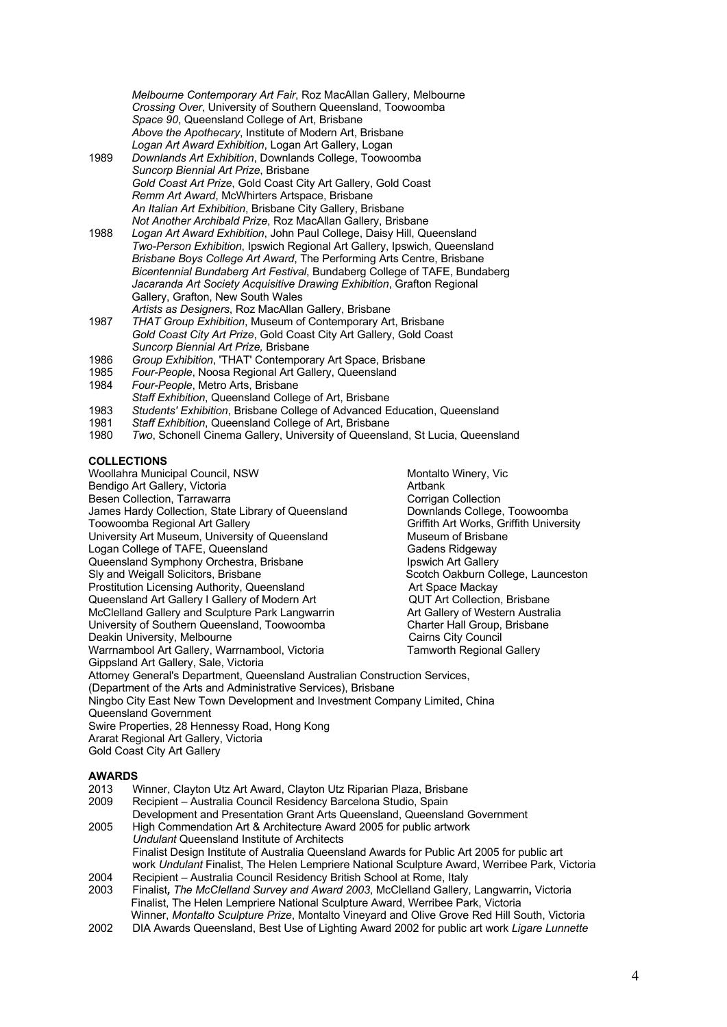*Melbourne Contemporary Art Fair*, Roz MacAllan Gallery, Melbourne
*Crossing Over*, University of Southern Queensland, Toowoomba
*Space 90*, Queensland College of Art, Brisbane
*Above the Apothecary*, Institute of Modern Art, Brisbane
*Logan Art Award Exhibition*, Logan Art Gallery, Logan

1989 *Downlands Art Exhibition*, Downlands College, Toowoomba
*Suncorp Biennial Art Prize*, Brisbane
*Gold Coast Art Prize*, Gold Coast City Art Gallery, Gold Coast
*Remm Art Award*, McWhirters Artspace, Brisbane
*An Italian Art Exhibition*, Brisbane City Gallery, Brisbane
*Not Another Archibald Prize*, Roz MacAllan Gallery, Brisbane

1988 *Logan Art Award Exhibition*, John Paul College, Daisy Hill, Queensland
*Two-Person Exhibition*, Ipswich Regional Art Gallery, Ipswich, Queensland
*Brisbane Boys College Art Award*, The Performing Arts Centre, Brisbane
*Bicentennial Bundaberg Art Festival*, Bundaberg College of TAFE, Bundaberg
*Jacaranda Art Society Acquisitive Drawing Exhibition*, Grafton Regional Gallery, Grafton, New South Wales
*Artists as Designers*, Roz MacAllan Gallery, Brisbane

1987 *THAT Group Exhibition*, Museum of Contemporary Art, Brisbane
*Gold Coast City Art Prize*, Gold Coast City Art Gallery, Gold Coast
*Suncorp Biennial Art Prize,* Brisbane

1986 *Group Exhibition*, 'THAT' Contemporary Art Space, Brisbane

1985 *Four-People*, Noosa Regional Art Gallery, Queensland

1984 *Four-People*, Metro Arts, Brisbane
*Staff Exhibition*, Queensland College of Art, Brisbane

1983 *Students' Exhibition*, Brisbane College of Advanced Education, Queensland

1981 *Staff Exhibition*, Queensland College of Art, Brisbane

1980 *Two*, Schonell Cinema Gallery, University of Queensland, St Lucia, Queensland

**COLLECTIONS**

Woollahra Municipal Council, NSW
Bendigo Art Gallery, Victoria
Besen Collection, Tarrawarra
James Hardy Collection, State Library of Queensland
Toowoomba Regional Art Gallery
University Art Museum, University of Queensland
Logan College of TAFE, Queensland
Queensland Symphony Orchestra, Brisbane
Sly and Weigall Solicitors, Brisbane
Prostitution Licensing Authority, Queensland
Queensland Art Gallery I Gallery of Modern Art
McClelland Gallery and Sculpture Park Langwarrin
University of Southern Queensland, Toowoomba
Deakin University, Melbourne
Warrnambool Art Gallery, Warrnambool, Victoria
Montalto Winery, Vic
Artbank
Corrigan Collection
Downlands College, Toowoomba
Griffith Art Works, Griffith University
Museum of Brisbane
Gadens Ridgeway
Ipswich Art Gallery
Scotch Oakburn College, Launceston
Art Space Mackay
QUT Art Collection, Brisbane
Art Gallery of Western Australia
Charter Hall Group, Brisbane
Cairns City Council
Tamworth Regional Gallery
Gippsland Art Gallery, Sale, Victoria
Attorney General's Department, Queensland Australian Construction Services,
(Department of the Arts and Administrative Services), Brisbane
Ningbo City East New Town Development and Investment Company Limited, China
Queensland Government
Swire Properties, 28 Hennessy Road, Hong Kong
Ararat Regional Art Gallery, Victoria
Gold Coast City Art Gallery

**AWARDS**

2013 Winner, Clayton Utz Art Award, Clayton Utz Riparian Plaza, Brisbane

2009 Recipient – Australia Council Residency Barcelona Studio, Spain
Development and Presentation Grant Arts Queensland, Queensland Government

2005 High Commendation Art & Architecture Award 2005 for public artwork *Undulant* Queensland Institute of Architects
Finalist Design Institute of Australia Queensland Awards for Public Art 2005 for public art work *Undulant* Finalist, The Helen Lempriere National Sculpture Award, Werribee Park, Victoria

2004 Recipient – Australia Council Residency British School at Rome, Italy

2003 Finalist**,** *The McClelland Survey and Award 2003*, McClelland Gallery, Langwarrin**,** Victoria
Finalist, The Helen Lempriere National Sculpture Award, Werribee Park, Victoria
Winner, *Montalto Sculpture Prize*, Montalto Vineyard and Olive Grove Red Hill South, Victoria

2002 DIA Awards Queensland, Best Use of Lighting Award 2002 for public art work *Ligare Lunnette*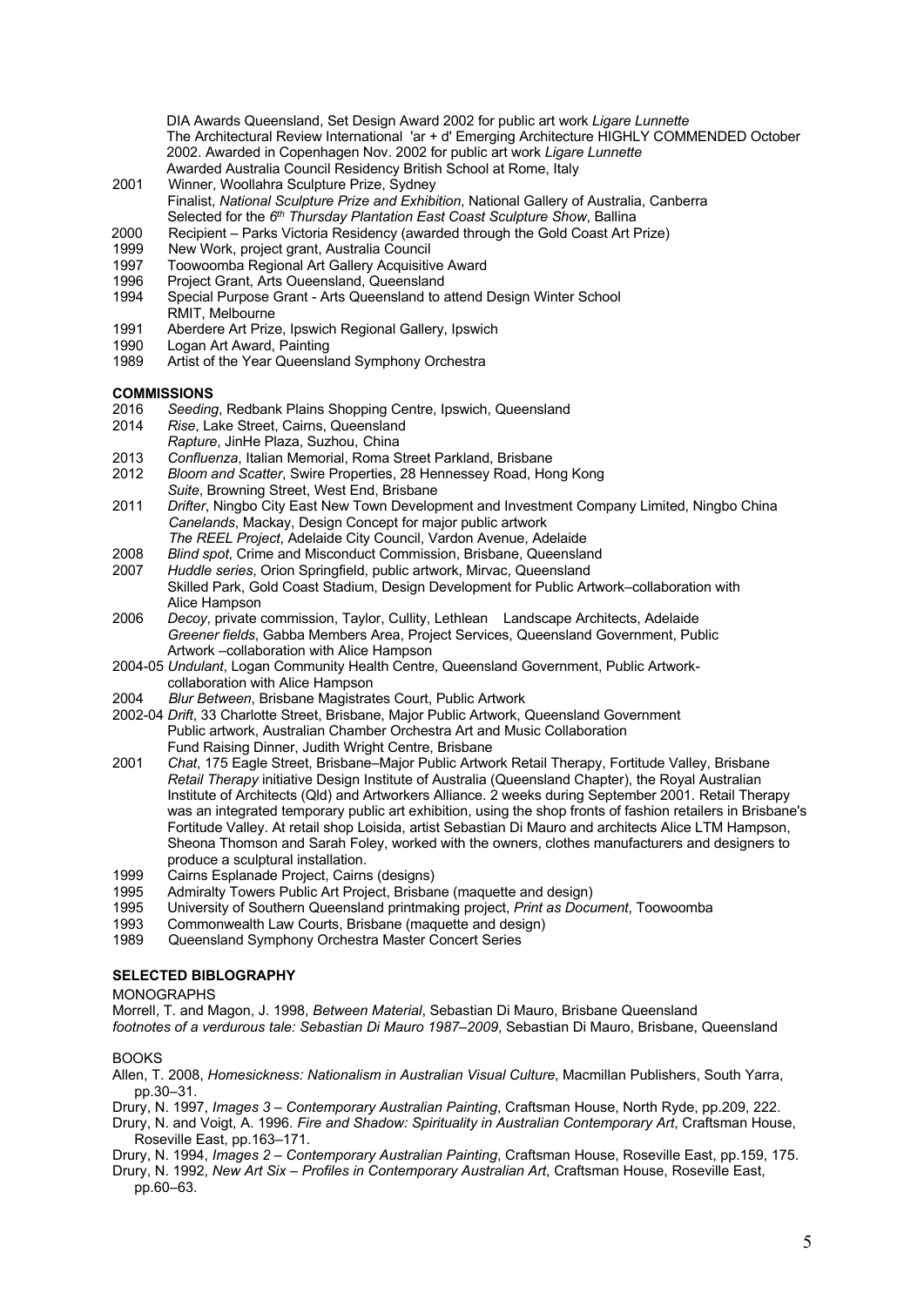DIA Awards Queensland, Set Design Award 2002 for public art work *Ligare Lunnette*
The Architectural Review International 'ar + d' Emerging Architecture HIGHLY COMMENDED October 2002. Awarded in Copenhagen Nov. 2002 for public art work *Ligare Lunnette*
Awarded Australia Council Residency British School at Rome, Italy

2001 Winner, Woollahra Sculpture Prize, Sydney
Finalist, *National Sculpture Prize and Exhibition*, National Gallery of Australia, Canberra
Selected for the *6th Thursday Plantation East Coast Sculpture Show*, Ballina

2000 Recipient – Parks Victoria Residency (awarded through the Gold Coast Art Prize)

1999 New Work, project grant, Australia Council

1997 Toowoomba Regional Art Gallery Acquisitive Award

1996 Project Grant, Arts Oueensland, Queensland

1994 Special Purpose Grant - Arts Queensland to attend Design Winter School RMIT, Melbourne

1991 Aberdere Art Prize, Ipswich Regional Gallery, Ipswich

1990 Logan Art Award, Painting

1989 Artist of the Year Queensland Symphony Orchestra

**COMMISSIONS**

2016 *Seeding*, Redbank Plains Shopping Centre, Ipswich, Queensland

2014 *Rise*, Lake Street, Cairns, Queensland
*Rapture*, JinHe Plaza, Suzhou, China

2013 *Confluenza*, Italian Memorial, Roma Street Parkland, Brisbane

2012 *Bloom and Scatter*, Swire Properties, 28 Hennessey Road, Hong Kong
*Suite*, Browning Street, West End, Brisbane

2011 *Drifter*, Ningbo City East New Town Development and Investment Company Limited, Ningbo China
*Canelands*, Mackay, Design Concept for major public artwork
*The REEL Project*, Adelaide City Council, Vardon Avenue, Adelaide

2008 *Blind spot*, Crime and Misconduct Commission, Brisbane, Queensland

2007 *Huddle series*, Orion Springfield, public artwork, Mirvac, Queensland
Skilled Park, Gold Coast Stadium, Design Development for Public Artwork–collaboration with Alice Hampson

2006 *Decoy*, private commission, Taylor, Cullity, Lethlean Landscape Architects, Adelaide
*Greener fields*, Gabba Members Area, Project Services, Queensland Government, Public Artwork –collaboration with Alice Hampson

2004-05 *Undulant*, Logan Community Health Centre, Queensland Government, Public Artwork-collaboration with Alice Hampson

2004 *Blur Between*, Brisbane Magistrates Court, Public Artwork

2002-04 *Drift*, 33 Charlotte Street, Brisbane, Major Public Artwork, Queensland Government
Public artwork, Australian Chamber Orchestra Art and Music Collaboration
Fund Raising Dinner, Judith Wright Centre, Brisbane

2001 *Chat*, 175 Eagle Street, Brisbane–Major Public Artwork Retail Therapy, Fortitude Valley, Brisbane
*Retail Therapy* initiative Design Institute of Australia (Queensland Chapter), the Royal Australian Institute of Architects (Qld) and Artworkers Alliance. 2 weeks during September 2001. Retail Therapy was an integrated temporary public art exhibition, using the shop fronts of fashion retailers in Brisbane's Fortitude Valley. At retail shop Loisida, artist Sebastian Di Mauro and architects Alice LTM Hampson, Sheona Thomson and Sarah Foley, worked with the owners, clothes manufacturers and designers to produce a sculptural installation.

1999 Cairns Esplanade Project, Cairns (designs)

1995 Admiralty Towers Public Art Project, Brisbane (maquette and design)

1995 University of Southern Queensland printmaking project, *Print as Document*, Toowoomba

1993 Commonwealth Law Courts, Brisbane (maquette and design)

1989 Queensland Symphony Orchestra Master Concert Series

**SELECTED BIBLOGRAPHY**

MONOGRAPHS

Morrell, T. and Magon, J. 1998, *Between Material*, Sebastian Di Mauro, Brisbane Queensland
*footnotes of a verdurous tale: Sebastian Di Mauro 1987–2009*, Sebastian Di Mauro, Brisbane, Queensland

BOOKS

Allen, T. 2008, *Homesickness: Nationalism in Australian Visual Culture*, Macmillan Publishers, South Yarra, pp.30–31.

Drury, N. 1997, *Images 3 – Contemporary Australian Painting*, Craftsman House, North Ryde, pp.209, 222.

Drury, N. and Voigt, A. 1996. *Fire and Shadow: Spirituality in Australian Contemporary Art*, Craftsman House, Roseville East, pp.163–171.

Drury, N. 1994, *Images 2 – Contemporary Australian Painting*, Craftsman House, Roseville East, pp.159, 175.

Drury, N. 1992, *New Art Six – Profiles in Contemporary Australian Art*, Craftsman House, Roseville East, pp.60–63.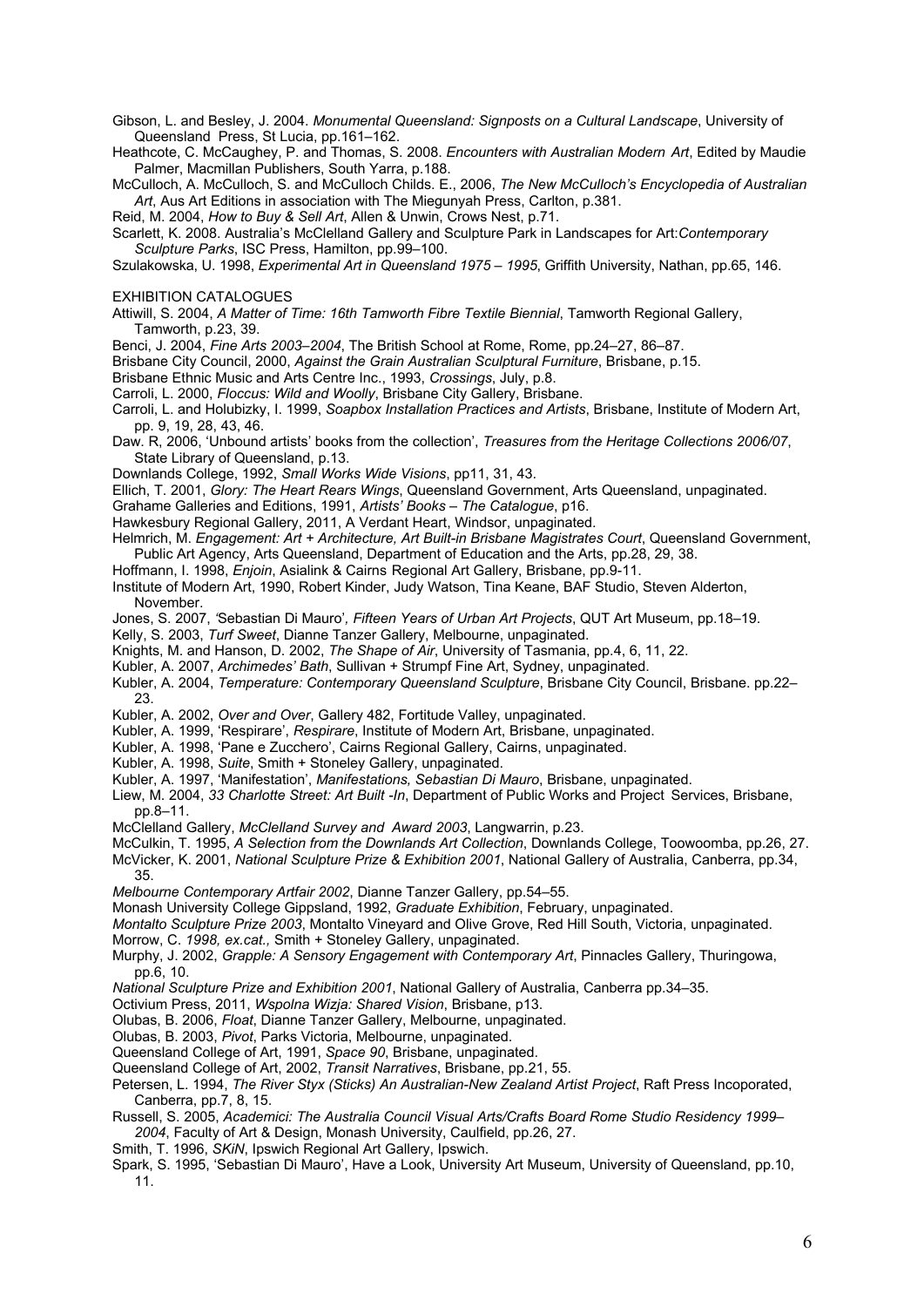Gibson, L. and Besley, J. 2004. *Monumental Queensland: Signposts on a Cultural Landscape*, University of Queensland Press, St Lucia, pp.161–162.

Heathcote, C. McCaughey, P. and Thomas, S. 2008. *Encounters with Australian Modern Art*, Edited by Maudie Palmer, Macmillan Publishers, South Yarra, p.188.

McCulloch, A. McCulloch, S. and McCulloch Childs. E., 2006, *The New McCulloch's Encyclopedia of Australian Art*, Aus Art Editions in association with The Miegunyah Press, Carlton, p.381.

Reid, M. 2004, *How to Buy & Sell Art*, Allen & Unwin, Crows Nest, p.71.

Scarlett, K. 2008. Australia's McClelland Gallery and Sculpture Park in Landscapes for Art:*Contemporary Sculpture Parks*, ISC Press, Hamilton, pp.99–100.

Szulakowska, U. 1998, *Experimental Art in Queensland 1975 – 1995*, Griffith University, Nathan, pp.65, 146.

EXHIBITION CATALOGUES

Attiwill, S. 2004, *A Matter of Time: 16th Tamworth Fibre Textile Biennial*, Tamworth Regional Gallery, Tamworth, p.23, 39.

Benci, J. 2004, *Fine Arts 2003–2004*, The British School at Rome, Rome, pp.24–27, 86–87.

Brisbane City Council, 2000, *Against the Grain Australian Sculptural Furniture*, Brisbane, p.15.

Brisbane Ethnic Music and Arts Centre Inc., 1993, *Crossings*, July, p.8.

Carroli, L. 2000, *Floccus: Wild and Woolly*, Brisbane City Gallery, Brisbane.

Carroli, L. and Holubizky, I. 1999, *Soapbox Installation Practices and Artists*, Brisbane, Institute of Modern Art, pp. 9, 19, 28, 43, 46.

Daw. R, 2006, 'Unbound artists' books from the collection', *Treasures from the Heritage Collections 2006/07*, State Library of Queensland, p.13.

Downlands College, 1992, *Small Works Wide Visions*, pp11, 31, 43.

Ellich, T. 2001, *Glory: The Heart Rears Wings*, Queensland Government, Arts Queensland, unpaginated.

Grahame Galleries and Editions, 1991, *Artists' Books – The Catalogue*, p16.

Hawkesbury Regional Gallery, 2011, A Verdant Heart, Windsor, unpaginated.

Helmrich, M. *Engagement: Art + Architecture, Art Built-in Brisbane Magistrates Court*, Queensland Government, Public Art Agency, Arts Queensland, Department of Education and the Arts, pp.28, 29, 38.

Hoffmann, I. 1998, *Enjoin*, Asialink & Cairns Regional Art Gallery, Brisbane, pp.9-11.

Institute of Modern Art, 1990, Robert Kinder, Judy Watson, Tina Keane, BAF Studio, Steven Alderton, November.

Jones, S. 2007, 'Sebastian Di Mauro', *Fifteen Years of Urban Art Projects*, QUT Art Museum, pp.18–19.

Kelly, S. 2003, *Turf Sweet*, Dianne Tanzer Gallery, Melbourne, unpaginated.

Knights, M. and Hanson, D. 2002, *The Shape of Air*, University of Tasmania, pp.4, 6, 11, 22.

Kubler, A. 2007, *Archimedes' Bath*, Sullivan + Strumpf Fine Art, Sydney, unpaginated.

Kubler, A. 2004, *Temperature: Contemporary Queensland Sculpture*, Brisbane City Council, Brisbane. pp.22–23.

Kubler, A. 2002, *Over and Over*, Gallery 482, Fortitude Valley, unpaginated.

Kubler, A. 1999, 'Respirare', *Respirare*, Institute of Modern Art, Brisbane, unpaginated.

Kubler, A. 1998, 'Pane e Zucchero', Cairns Regional Gallery, Cairns, unpaginated.

Kubler, A. 1998, *Suite*, Smith + Stoneley Gallery, unpaginated.

Kubler, A. 1997, 'Manifestation', *Manifestations, Sebastian Di Mauro*, Brisbane, unpaginated.

Liew, M. 2004, *33 Charlotte Street: Art Built -In*, Department of Public Works and Project Services, Brisbane, pp.8–11.

McClelland Gallery, *McClelland Survey and Award 2003*, Langwarrin, p.23.

McCulkin, T. 1995, *A Selection from the Downlands Art Collection*, Downlands College, Toowoomba, pp.26, 27.

McVicker, K. 2001, *National Sculpture Prize & Exhibition 2001*, National Gallery of Australia, Canberra, pp.34, 35.

*Melbourne Contemporary Artfair 2002*, Dianne Tanzer Gallery, pp.54–55.

Monash University College Gippsland, 1992, *Graduate Exhibition*, February, unpaginated.

*Montalto Sculpture Prize 2003*, Montalto Vineyard and Olive Grove, Red Hill South, Victoria, unpaginated.

Morrow, C. *1998, ex.cat.,* Smith + Stoneley Gallery, unpaginated.

Murphy, J. 2002, *Grapple: A Sensory Engagement with Contemporary Art*, Pinnacles Gallery, Thuringowa, pp.6, 10.

*National Sculpture Prize and Exhibition 2001*, National Gallery of Australia, Canberra pp.34–35.

Octivium Press, 2011, *Wspolna Wizja: Shared Vision*, Brisbane, p13.

Olubas, B. 2006, *Float*, Dianne Tanzer Gallery, Melbourne, unpaginated.

Olubas, B. 2003, *Pivot*, Parks Victoria, Melbourne, unpaginated.

Queensland College of Art, 1991, *Space 90*, Brisbane, unpaginated.

Queensland College of Art, 2002, *Transit Narratives*, Brisbane, pp.21, 55.

Petersen, L. 1994, *The River Styx (Sticks) An Australian-New Zealand Artist Project*, Raft Press Incoporated, Canberra, pp.7, 8, 15.

Russell, S. 2005, *Academici: The Australia Council Visual Arts/Crafts Board Rome Studio Residency 1999–2004*, Faculty of Art & Design, Monash University, Caulfield, pp.26, 27.

Smith, T. 1996, *SKiN*, Ipswich Regional Art Gallery, Ipswich.

Spark, S. 1995, 'Sebastian Di Mauro', Have a Look, University Art Museum, University of Queensland, pp.10, 11.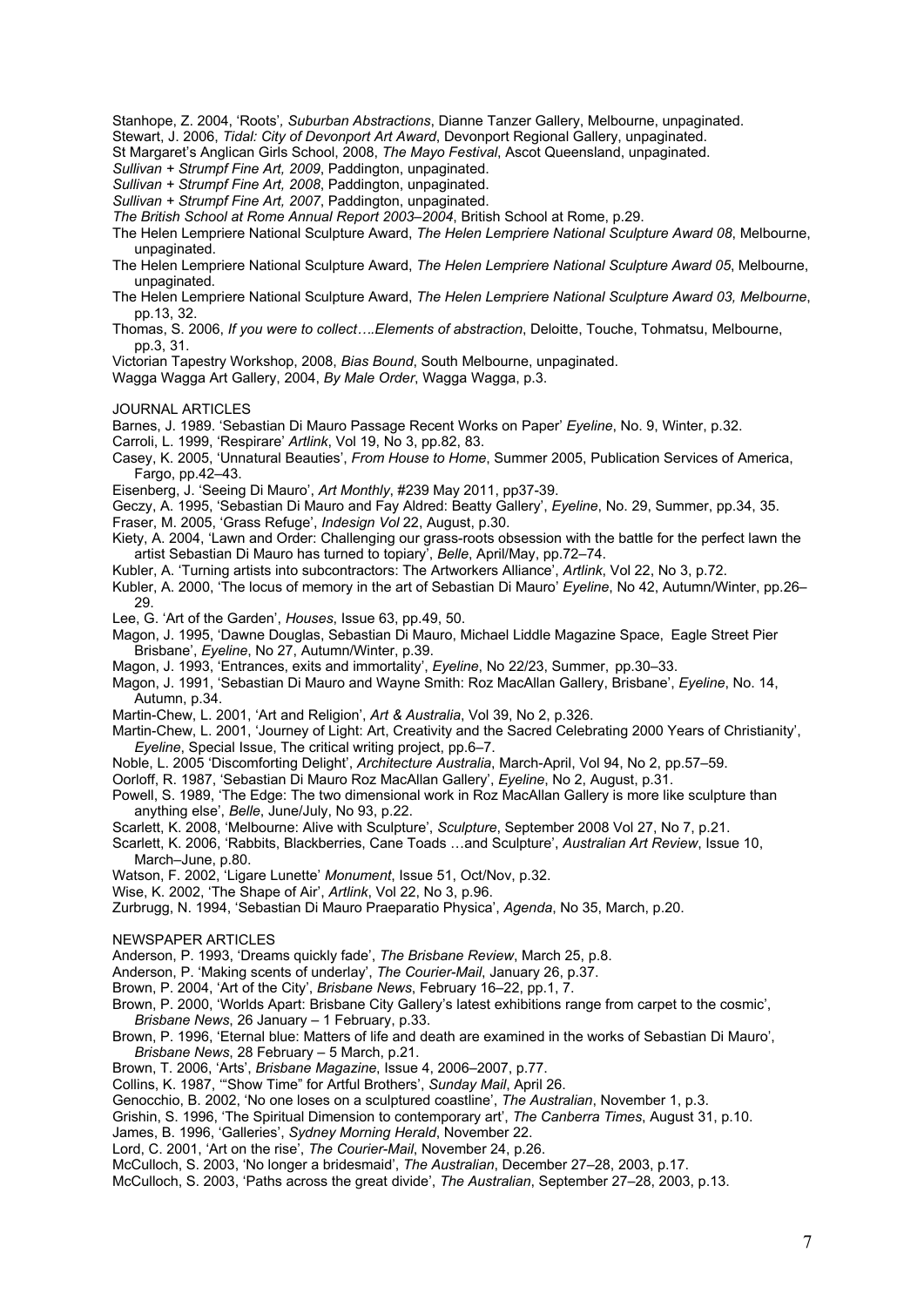Stanhope, Z. 2004, 'Roots', *Suburban Abstractions*, Dianne Tanzer Gallery, Melbourne, unpaginated.

Stewart, J. 2006, *Tidal: City of Devonport Art Award*, Devonport Regional Gallery, unpaginated.

St Margaret's Anglican Girls School, 2008, *The Mayo Festival*, Ascot Queensland, unpaginated.

*Sullivan + Strumpf Fine Art, 2009*, Paddington, unpaginated.

*Sullivan + Strumpf Fine Art, 2008*, Paddington, unpaginated.

*Sullivan + Strumpf Fine Art, 2007*, Paddington, unpaginated.

*The British School at Rome Annual Report 2003–2004*, British School at Rome, p.29.

The Helen Lempriere National Sculpture Award, *The Helen Lempriere National Sculpture Award 08*, Melbourne, unpaginated.

The Helen Lempriere National Sculpture Award, *The Helen Lempriere National Sculpture Award 05*, Melbourne, unpaginated.

The Helen Lempriere National Sculpture Award, *The Helen Lempriere National Sculpture Award 03, Melbourne*, pp.13, 32.

Thomas, S. 2006, *If you were to collect….Elements of abstraction*, Deloitte, Touche, Tohmatsu, Melbourne, pp.3, 31.

Victorian Tapestry Workshop, 2008, *Bias Bound*, South Melbourne, unpaginated.

Wagga Wagga Art Gallery, 2004, *By Male Order*, Wagga Wagga, p.3.

JOURNAL ARTICLES

Barnes, J. 1989. 'Sebastian Di Mauro Passage Recent Works on Paper' *Eyeline*, No. 9, Winter, p.32.

Carroli, L. 1999, 'Respirare' *Artlink*, Vol 19, No 3, pp.82, 83.

Casey, K. 2005, 'Unnatural Beauties', *From House to Home*, Summer 2005, Publication Services of America, Fargo, pp.42–43.

Eisenberg, J. 'Seeing Di Mauro', *Art Monthly*, #239 May 2011, pp37-39.

Geczy, A. 1995, 'Sebastian Di Mauro and Fay Aldred: Beatty Gallery', *Eyeline*, No. 29, Summer, pp.34, 35.

Fraser, M. 2005, 'Grass Refuge', *Indesign Vol* 22, August, p.30.

Kiety, A. 2004, 'Lawn and Order: Challenging our grass-roots obsession with the battle for the perfect lawn the artist Sebastian Di Mauro has turned to topiary', *Belle*, April/May, pp.72–74.

Kubler, A. 'Turning artists into subcontractors: The Artworkers Alliance', *Artlink*, Vol 22, No 3, p.72.

Kubler, A. 2000, 'The locus of memory in the art of Sebastian Di Mauro' *Eyeline*, No 42, Autumn/Winter, pp.26–29.

Lee, G. 'Art of the Garden', *Houses*, Issue 63, pp.49, 50.

Magon, J. 1995, 'Dawne Douglas, Sebastian Di Mauro, Michael Liddle Magazine Space, Eagle Street Pier Brisbane', *Eyeline*, No 27, Autumn/Winter, p.39.

Magon, J. 1993, 'Entrances, exits and immortality', *Eyeline*, No 22/23, Summer, pp.30–33.

Magon, J. 1991, 'Sebastian Di Mauro and Wayne Smith: Roz MacAllan Gallery, Brisbane', *Eyeline*, No. 14, Autumn, p.34.

Martin-Chew, L. 2001, 'Art and Religion', *Art & Australia*, Vol 39, No 2, p.326.

Martin-Chew, L. 2001, 'Journey of Light: Art, Creativity and the Sacred Celebrating 2000 Years of Christianity', *Eyeline*, Special Issue, The critical writing project, pp.6–7.

Noble, L. 2005 'Discomforting Delight', *Architecture Australia*, March-April, Vol 94, No 2, pp.57–59.

Oorloff, R. 1987, 'Sebastian Di Mauro Roz MacAllan Gallery', *Eyeline*, No 2, August, p.31.

Powell, S. 1989, 'The Edge: The two dimensional work in Roz MacAllan Gallery is more like sculpture than anything else', *Belle*, June/July, No 93, p.22.

Scarlett, K. 2008, 'Melbourne: Alive with Sculpture', *Sculpture*, September 2008 Vol 27, No 7, p.21.

Scarlett, K. 2006, 'Rabbits, Blackberries, Cane Toads …and Sculpture', *Australian Art Review*, Issue 10, March–June, p.80.

Watson, F. 2002, 'Ligare Lunette' *Monument*, Issue 51, Oct/Nov, p.32.

Wise, K. 2002, 'The Shape of Air', *Artlink*, Vol 22, No 3, p.96.

Zurbrugg, N. 1994, 'Sebastian Di Mauro Praeparatio Physica', *Agenda*, No 35, March, p.20.

NEWSPAPER ARTICLES

Anderson, P. 1993, 'Dreams quickly fade', *The Brisbane Review*, March 25, p.8.

Anderson, P. 'Making scents of underlay', *The Courier-Mail*, January 26, p.37.

Brown, P. 2004, 'Art of the City', *Brisbane News*, February 16–22, pp.1, 7.

Brown, P. 2000, 'Worlds Apart: Brisbane City Gallery's latest exhibitions range from carpet to the cosmic', *Brisbane News*, 26 January – 1 February, p.33.

Brown, P. 1996, 'Eternal blue: Matters of life and death are examined in the works of Sebastian Di Mauro', *Brisbane News*, 28 February – 5 March, p.21.

Brown, T. 2006, 'Arts', *Brisbane Magazine*, Issue 4, 2006–2007, p.77.

Collins, K. 1987, '"Show Time" for Artful Brothers', *Sunday Mail*, April 26.

Genocchio, B. 2002, 'No one loses on a sculptured coastline', *The Australian*, November 1, p.3.

Grishin, S. 1996, 'The Spiritual Dimension to contemporary art', *The Canberra Times*, August 31, p.10.

James, B. 1996, 'Galleries', *Sydney Morning Herald*, November 22.

Lord, C. 2001, 'Art on the rise', *The Courier-Mail*, November 24, p.26.

McCulloch, S. 2003, 'No longer a bridesmaid', *The Australian*, December 27–28, 2003, p.17.

McCulloch, S. 2003, 'Paths across the great divide', *The Australian*, September 27–28, 2003, p.13.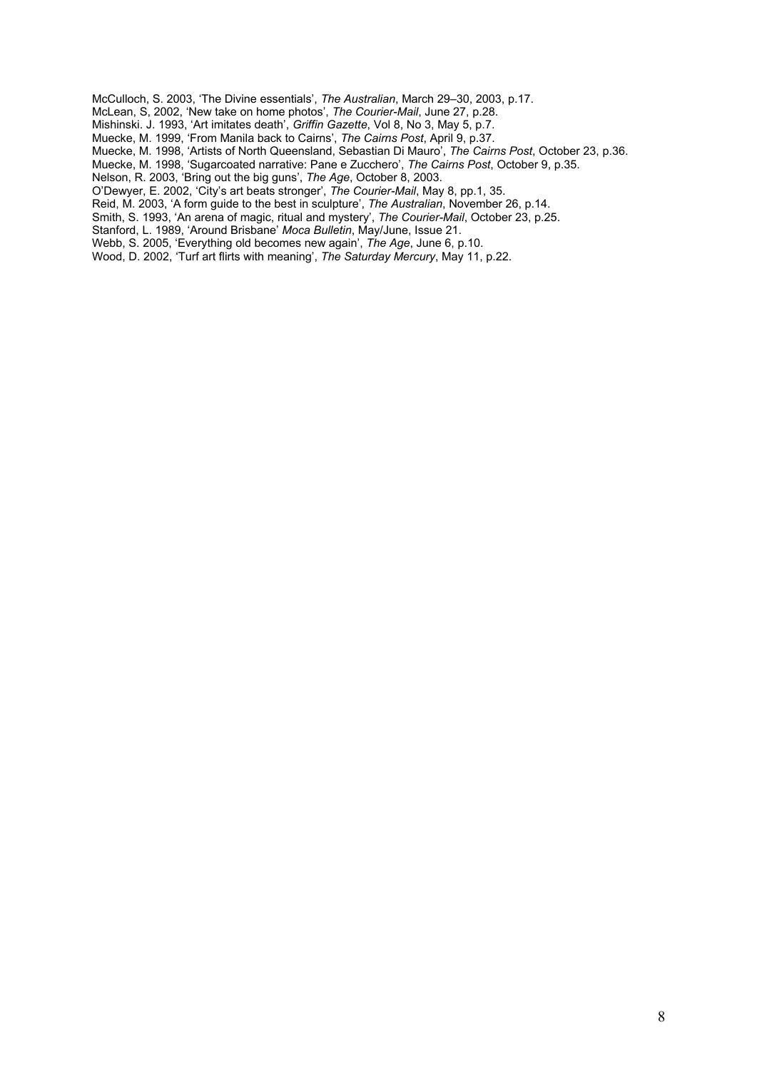McCulloch, S. 2003, 'The Divine essentials', *The Australian*, March 29–30, 2003, p.17.
McLean, S, 2002, 'New take on home photos', *The Courier-Mail*, June 27, p.28.
Mishinski. J. 1993, 'Art imitates death', *Griffin Gazette*, Vol 8, No 3, May 5, p.7.
Muecke, M. 1999, 'From Manila back to Cairns', *The Cairns Post*, April 9, p.37.
Muecke, M. 1998, 'Artists of North Queensland, Sebastian Di Mauro', *The Cairns Post*, October 23, p.36.
Muecke, M. 1998, 'Sugarcoated narrative: Pane e Zucchero', *The Cairns Post*, October 9, p.35.
Nelson, R. 2003, 'Bring out the big guns', *The Age*, October 8, 2003.
O'Dewyer, E. 2002, 'City's art beats stronger', *The Courier-Mail*, May 8, pp.1, 35.
Reid, M. 2003, 'A form guide to the best in sculpture', *The Australian*, November 26, p.14.
Smith, S. 1993, 'An arena of magic, ritual and mystery', *The Courier-Mail*, October 23, p.25.
Stanford, L. 1989, 'Around Brisbane' *Moca Bulletin*, May/June, Issue 21.
Webb, S. 2005, 'Everything old becomes new again', *The Age*, June 6, p.10.
Wood, D. 2002, 'Turf art flirts with meaning', *The Saturday Mercury*, May 11, p.22.